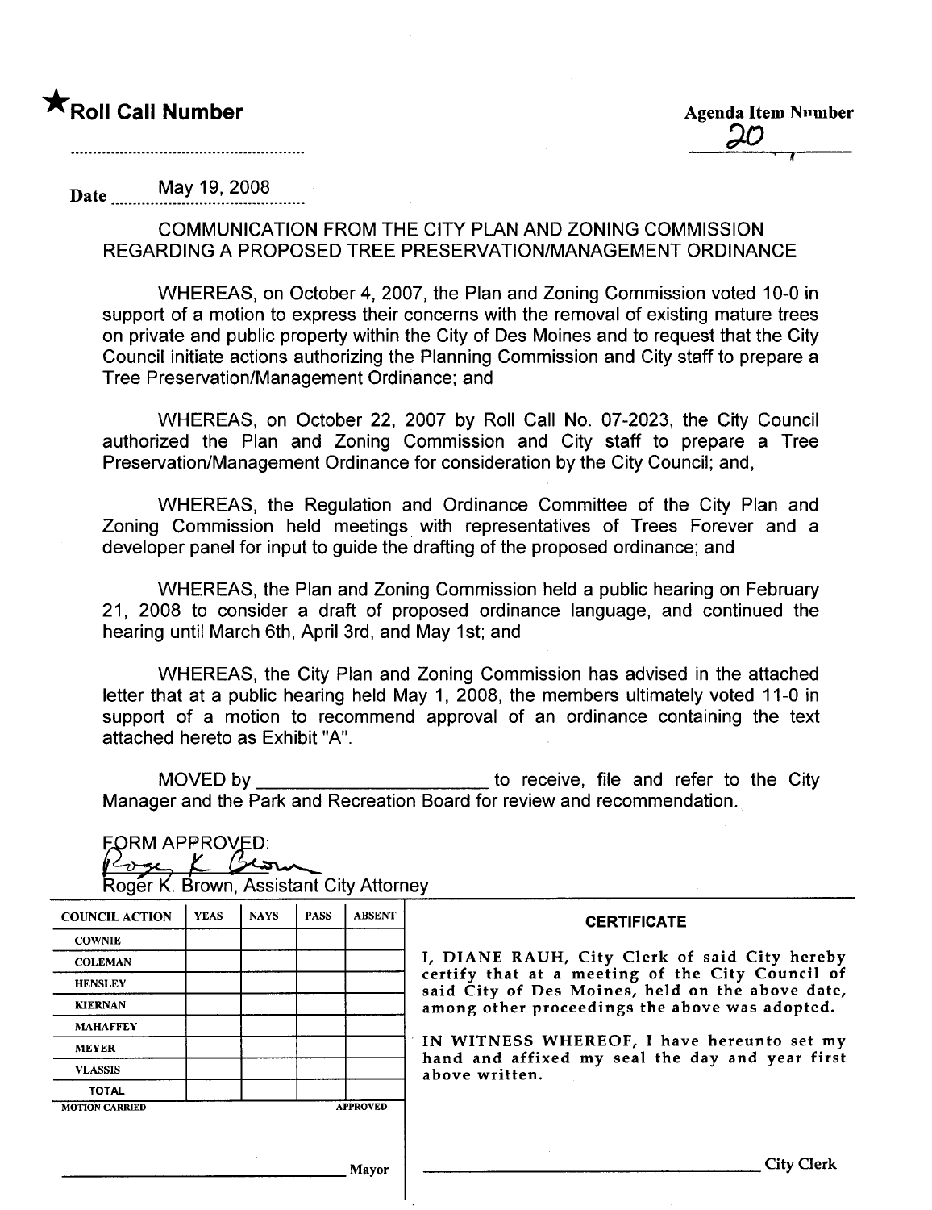★**Roll Call Number**

Agenda Item Number
20

---

Date May 19, 2008

COMMUNICATION FROM THE CITY PLAN AND ZONING COMMISSION REGARDING A PROPOSED TREE PRESERVATION/MANAGEMENT ORDINANCE

WHEREAS, on October 4, 2007, the Plan and Zoning Commission voted 10-0 in support of a motion to express their concerns with the removal of existing mature trees on private and public property within the City of Des Moines and to request that the City Council initiate actions authorizing the Planning Commission and City staff to prepare a Tree Preservation/Management Ordinance; and

WHEREAS, on October 22, 2007 by Roll Call No. 07-2023, the City Council authorized the Plan and Zoning Commission and City staff to prepare a Tree Preservation/Management Ordinance for consideration by the City Council; and,

WHEREAS, the Regulation and Ordinance Committee of the City Plan and Zoning Commission held meetings with representatives of Trees Forever and a developer panel for input to guide the drafting of the proposed ordinance; and

WHEREAS, the Plan and Zoning Commission held a public hearing on February 21, 2008 to consider a draft of proposed ordinance language, and continued the hearing until March 6th, April 3rd, and May 1st; and

WHEREAS, the City Plan and Zoning Commission has advised in the attached letter that at a public hearing held May 1, 2008, the members ultimately voted 11-0 in support of a motion to recommend approval of an ordinance containing the text attached hereto as Exhibit "A".

MOVED by ______________________ to receive, file and refer to the City Manager and the Park and Recreation Board for review and recommendation.

FORM APPROVED:
Roger K. Brown
Roger K. Brown, Assistant City Attorney

| COUNCIL ACTION | YEAS | NAYS | PASS | ABSENT |
|---|---|---|---|---|
| COWNIE | | | | |
| COLEMAN | | | | |
| HENSLEY | | | | |
| KIERNAN | | | | |
| MAHAFFEY | | | | |
| MEYER | | | | |
| VLASSIS | | | | |
| TOTAL | | | | |
| MOTION CARRIED | | | | APPROVED |

______________________ Mayor

**CERTIFICATE**

I, DIANE RAUH, City Clerk of said City hereby certify that at a meeting of the City Council of said City of Des Moines, held on the above date, among other proceedings the above was adopted.

IN WITNESS WHEREOF, I have hereunto set my hand and affixed my seal the day and year first above written.

______________________ City Clerk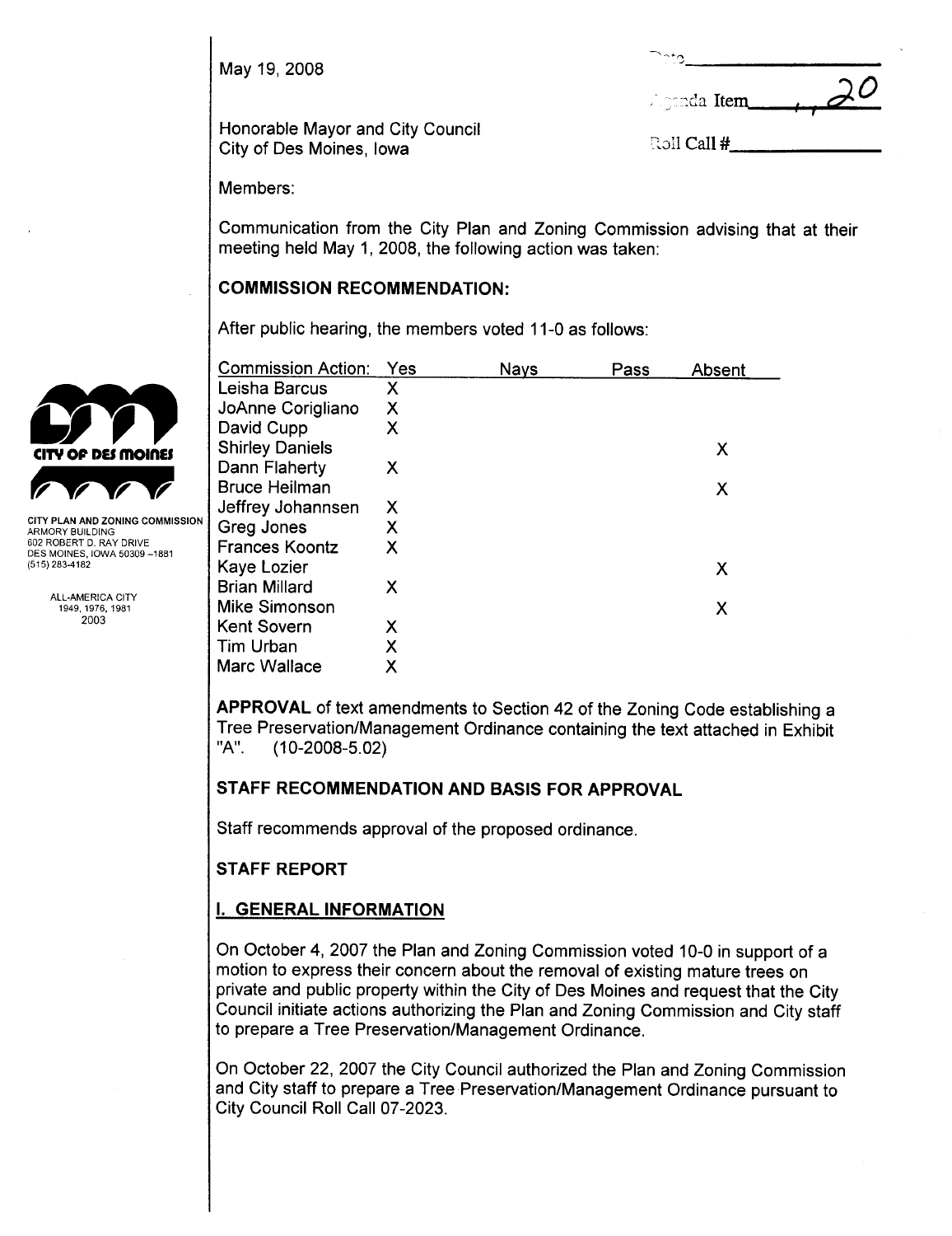May 19, 2008

Date\_\_\_\_\_\_\_\_\_\_\_\_

Agenda Item 20

Roll Call #\_\_\_\_\_\_\_\_\_\_\_\_

Honorable Mayor and City Council
City of Des Moines, Iowa

Members:

Communication from the City Plan and Zoning Commission advising that at their meeting held May 1, 2008, the following action was taken:

CITY PLAN AND ZONING COMMISSION
ARMORY BUILDING
602 ROBERT D. RAY DRIVE
DES MOINES, IOWA 50309-1881
(515) 283-4182

ALL-AMERICA CITY
1949, 1976, 1981
2003

## COMMISSION RECOMMENDATION:

After public hearing, the members voted 11-0 as follows:

| Commission Action: | Yes | Nays | Pass | Absent |
|---|---|---|---|---|
| Leisha Barcus | X | | | |
| JoAnne Corigliano | X | | | |
| David Cupp | X | | | |
| Shirley Daniels | | | | X |
| Dann Flaherty | X | | | |
| Bruce Heilman | | | | X |
| Jeffrey Johannsen | X | | | |
| Greg Jones | X | | | |
| Frances Koontz | X | | | |
| Kaye Lozier | | | | X |
| Brian Millard | X | | | |
| Mike Simonson | | | | X |
| Kent Sovern | X | | | |
| Tim Urban | X | | | |
| Marc Wallace | X | | | |

**APPROVAL** of text amendments to Section 42 of the Zoning Code establishing a Tree Preservation/Management Ordinance containing the text attached in Exhibit "A". (10-2008-5.02)

## STAFF RECOMMENDATION AND BASIS FOR APPROVAL

Staff recommends approval of the proposed ordinance.

## STAFF REPORT

## I. GENERAL INFORMATION

On October 4, 2007 the Plan and Zoning Commission voted 10-0 in support of a motion to express their concern about the removal of existing mature trees on private and public property within the City of Des Moines and request that the City Council initiate actions authorizing the Plan and Zoning Commission and City staff to prepare a Tree Preservation/Management Ordinance.

On October 22, 2007 the City Council authorized the Plan and Zoning Commission and City staff to prepare a Tree Preservation/Management Ordinance pursuant to City Council Roll Call 07-2023.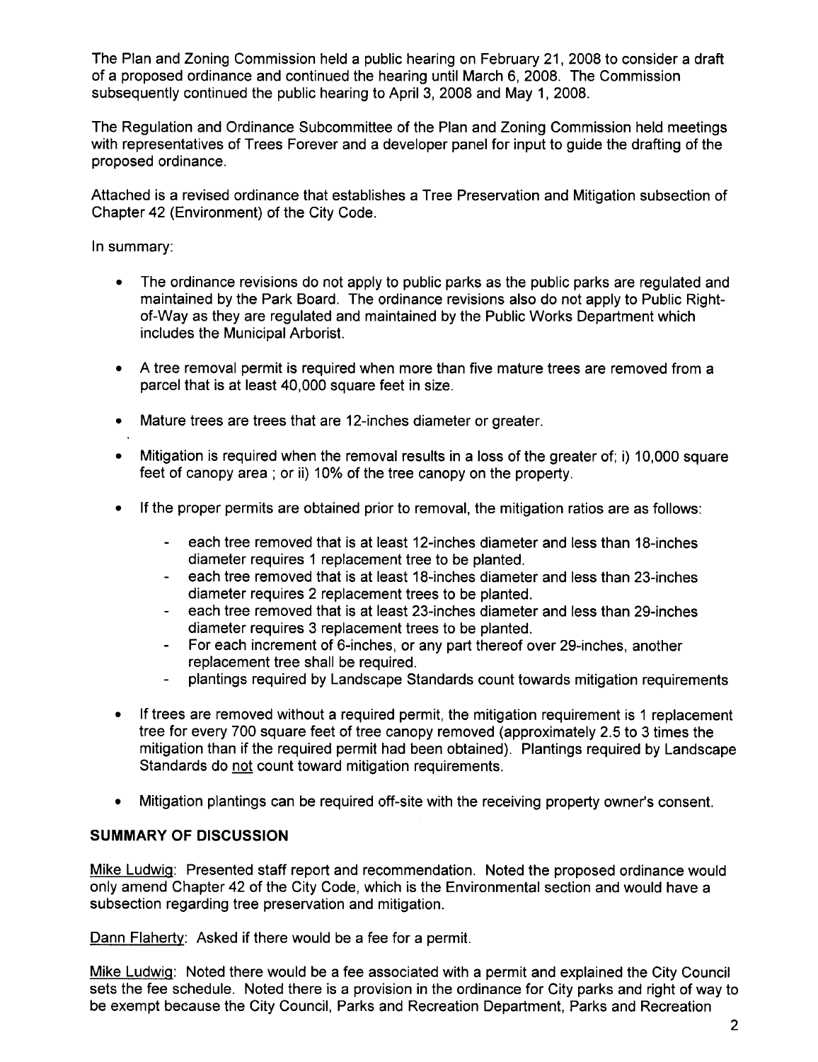The Plan and Zoning Commission held a public hearing on February 21, 2008 to consider a draft of a proposed ordinance and continued the hearing until March 6, 2008. The Commission subsequently continued the public hearing to April 3, 2008 and May 1, 2008.

The Regulation and Ordinance Subcommittee of the Plan and Zoning Commission held meetings with representatives of Trees Forever and a developer panel for input to guide the drafting of the proposed ordinance.

Attached is a revised ordinance that establishes a Tree Preservation and Mitigation subsection of Chapter 42 (Environment) of the City Code.

In summary:

- The ordinance revisions do not apply to public parks as the public parks are regulated and maintained by the Park Board. The ordinance revisions also do not apply to Public Right-of-Way as they are regulated and maintained by the Public Works Department which includes the Municipal Arborist.
- A tree removal permit is required when more than five mature trees are removed from a parcel that is at least 40,000 square feet in size.
- Mature trees are trees that are 12-inches diameter or greater.
- Mitigation is required when the removal results in a loss of the greater of; i) 10,000 square feet of canopy area ; or ii) 10% of the tree canopy on the property.
- If the proper permits are obtained prior to removal, the mitigation ratios are as follows:
  - each tree removed that is at least 12-inches diameter and less than 18-inches diameter requires 1 replacement tree to be planted.
  - each tree removed that is at least 18-inches diameter and less than 23-inches diameter requires 2 replacement trees to be planted.
  - each tree removed that is at least 23-inches diameter and less than 29-inches diameter requires 3 replacement trees to be planted.
  - For each increment of 6-inches, or any part thereof over 29-inches, another replacement tree shall be required.
  - plantings required by Landscape Standards count towards mitigation requirements
- If trees are removed without a required permit, the mitigation requirement is 1 replacement tree for every 700 square feet of tree canopy removed (approximately 2.5 to 3 times the mitigation than if the required permit had been obtained). Plantings required by Landscape Standards do not count toward mitigation requirements.
- Mitigation plantings can be required off-site with the receiving property owner's consent.

**SUMMARY OF DISCUSSION**

Mike Ludwig: Presented staff report and recommendation. Noted the proposed ordinance would only amend Chapter 42 of the City Code, which is the Environmental section and would have a subsection regarding tree preservation and mitigation.

Dann Flaherty: Asked if there would be a fee for a permit.

Mike Ludwig: Noted there would be a fee associated with a permit and explained the City Council sets the fee schedule. Noted there is a provision in the ordinance for City parks and right of way to be exempt because the City Council, Parks and Recreation Department, Parks and Recreation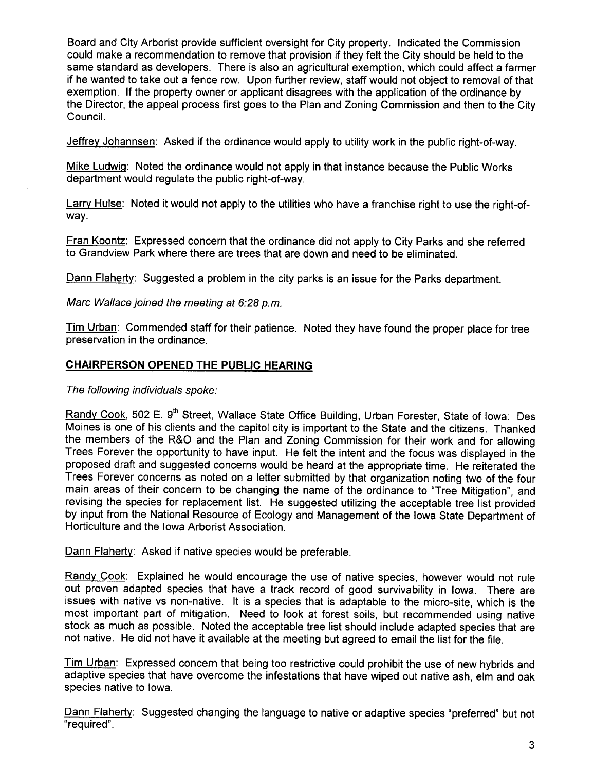Board and City Arborist provide sufficient oversight for City property. Indicated the Commission could make a recommendation to remove that provision if they felt the City should be held to the same standard as developers. There is also an agricultural exemption, which could affect a farmer if he wanted to take out a fence row. Upon further review, staff would not object to removal of that exemption. If the property owner or applicant disagrees with the application of the ordinance by the Director, the appeal process first goes to the Plan and Zoning Commission and then to the City Council.

Jeffrey Johannsen: Asked if the ordinance would apply to utility work in the public right-of-way.

Mike Ludwig: Noted the ordinance would not apply in that instance because the Public Works department would regulate the public right-of-way.

Larry Hulse: Noted it would not apply to the utilities who have a franchise right to use the right-of-way.

Fran Koontz: Expressed concern that the ordinance did not apply to City Parks and she referred to Grandview Park where there are trees that are down and need to be eliminated.

Dann Flaherty: Suggested a problem in the city parks is an issue for the Parks department.

*Marc Wallace joined the meeting at 6:28 p.m.*

Tim Urban: Commended staff for their patience. Noted they have found the proper place for tree preservation in the ordinance.

## CHAIRPERSON OPENED THE PUBLIC HEARING

*The following individuals spoke:*

Randy Cook, 502 E. 9th Street, Wallace State Office Building, Urban Forester, State of Iowa: Des Moines is one of his clients and the capitol city is important to the State and the citizens. Thanked the members of the R&O and the Plan and Zoning Commission for their work and for allowing Trees Forever the opportunity to have input. He felt the intent and the focus was displayed in the proposed draft and suggested concerns would be heard at the appropriate time. He reiterated the Trees Forever concerns as noted on a letter submitted by that organization noting two of the four main areas of their concern to be changing the name of the ordinance to "Tree Mitigation", and revising the species for replacement list. He suggested utilizing the acceptable tree list provided by input from the National Resource of Ecology and Management of the Iowa State Department of Horticulture and the Iowa Arborist Association.

Dann Flaherty: Asked if native species would be preferable.

Randy Cook: Explained he would encourage the use of native species, however would not rule out proven adapted species that have a track record of good survivability in Iowa. There are issues with native vs non-native. It is a species that is adaptable to the micro-site, which is the most important part of mitigation. Need to look at forest soils, but recommended using native stock as much as possible. Noted the acceptable tree list should include adapted species that are not native. He did not have it available at the meeting but agreed to email the list for the file.

Tim Urban: Expressed concern that being too restrictive could prohibit the use of new hybrids and adaptive species that have overcome the infestations that have wiped out native ash, elm and oak species native to Iowa.

Dann Flaherty: Suggested changing the language to native or adaptive species "preferred" but not "required".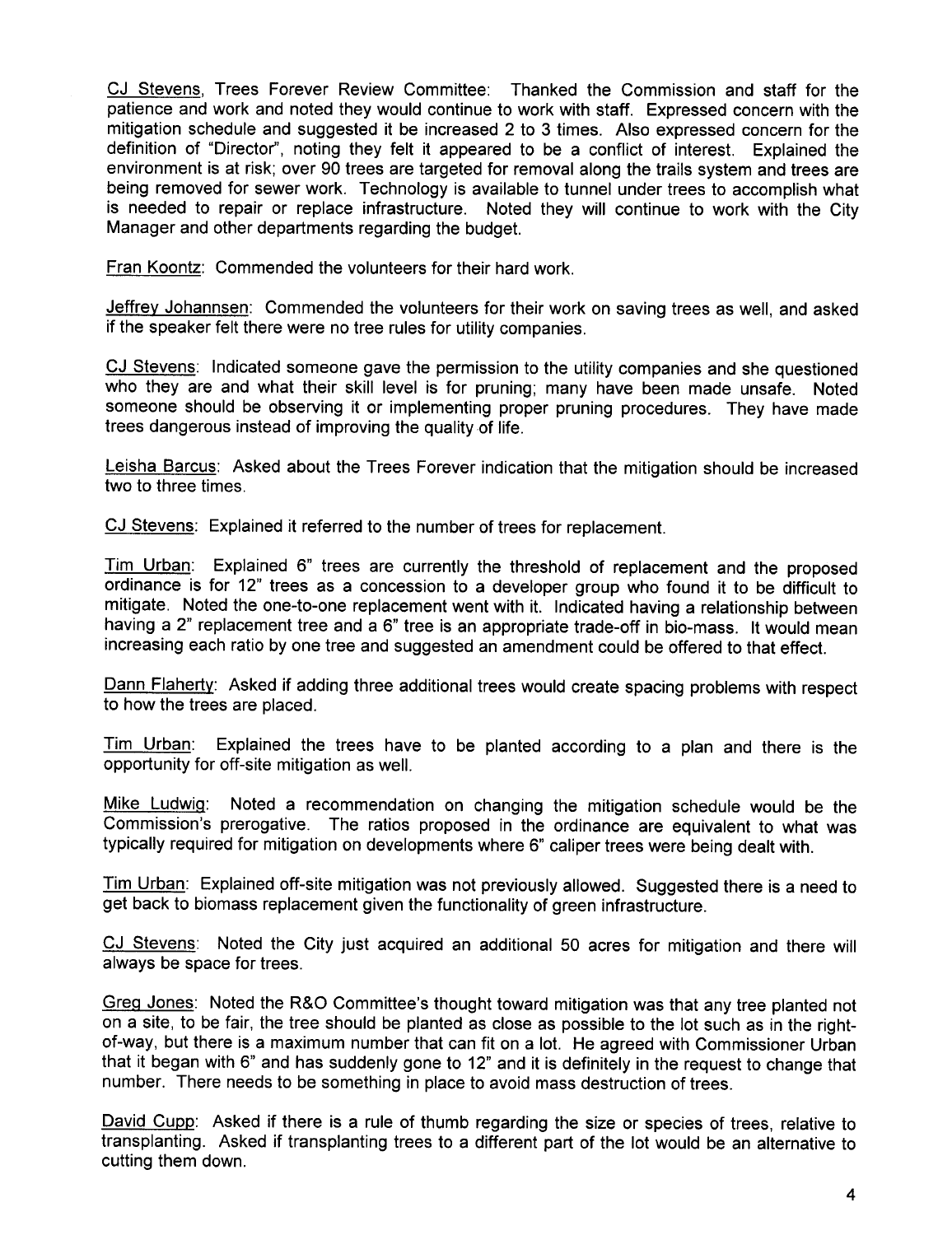CJ Stevens, Trees Forever Review Committee: Thanked the Commission and staff for the patience and work and noted they would continue to work with staff. Expressed concern with the mitigation schedule and suggested it be increased 2 to 3 times. Also expressed concern for the definition of "Director", noting they felt it appeared to be a conflict of interest. Explained the environment is at risk; over 90 trees are targeted for removal along the trails system and trees are being removed for sewer work. Technology is available to tunnel under trees to accomplish what is needed to repair or replace infrastructure. Noted they will continue to work with the City Manager and other departments regarding the budget.

Fran Koontz: Commended the volunteers for their hard work.

Jeffrey Johannsen: Commended the volunteers for their work on saving trees as well, and asked if the speaker felt there were no tree rules for utility companies.

CJ Stevens: Indicated someone gave the permission to the utility companies and she questioned who they are and what their skill level is for pruning; many have been made unsafe. Noted someone should be observing it or implementing proper pruning procedures. They have made trees dangerous instead of improving the quality of life.

Leisha Barcus: Asked about the Trees Forever indication that the mitigation should be increased two to three times.

CJ Stevens: Explained it referred to the number of trees for replacement.

Tim Urban: Explained 6" trees are currently the threshold of replacement and the proposed ordinance is for 12" trees as a concession to a developer group who found it to be difficult to mitigate. Noted the one-to-one replacement went with it. Indicated having a relationship between having a 2" replacement tree and a 6" tree is an appropriate trade-off in bio-mass. It would mean increasing each ratio by one tree and suggested an amendment could be offered to that effect.

Dann Flaherty: Asked if adding three additional trees would create spacing problems with respect to how the trees are placed.

Tim Urban: Explained the trees have to be planted according to a plan and there is the opportunity for off-site mitigation as well.

Mike Ludwig: Noted a recommendation on changing the mitigation schedule would be the Commission's prerogative. The ratios proposed in the ordinance are equivalent to what was typically required for mitigation on developments where 6" caliper trees were being dealt with.

Tim Urban: Explained off-site mitigation was not previously allowed. Suggested there is a need to get back to biomass replacement given the functionality of green infrastructure.

CJ Stevens: Noted the City just acquired an additional 50 acres for mitigation and there will always be space for trees.

Greg Jones: Noted the R&O Committee's thought toward mitigation was that any tree planted not on a site, to be fair, the tree should be planted as close as possible to the lot such as in the right-of-way, but there is a maximum number that can fit on a lot. He agreed with Commissioner Urban that it began with 6" and has suddenly gone to 12" and it is definitely in the request to change that number. There needs to be something in place to avoid mass destruction of trees.

David Cupp: Asked if there is a rule of thumb regarding the size or species of trees, relative to transplanting. Asked if transplanting trees to a different part of the lot would be an alternative to cutting them down.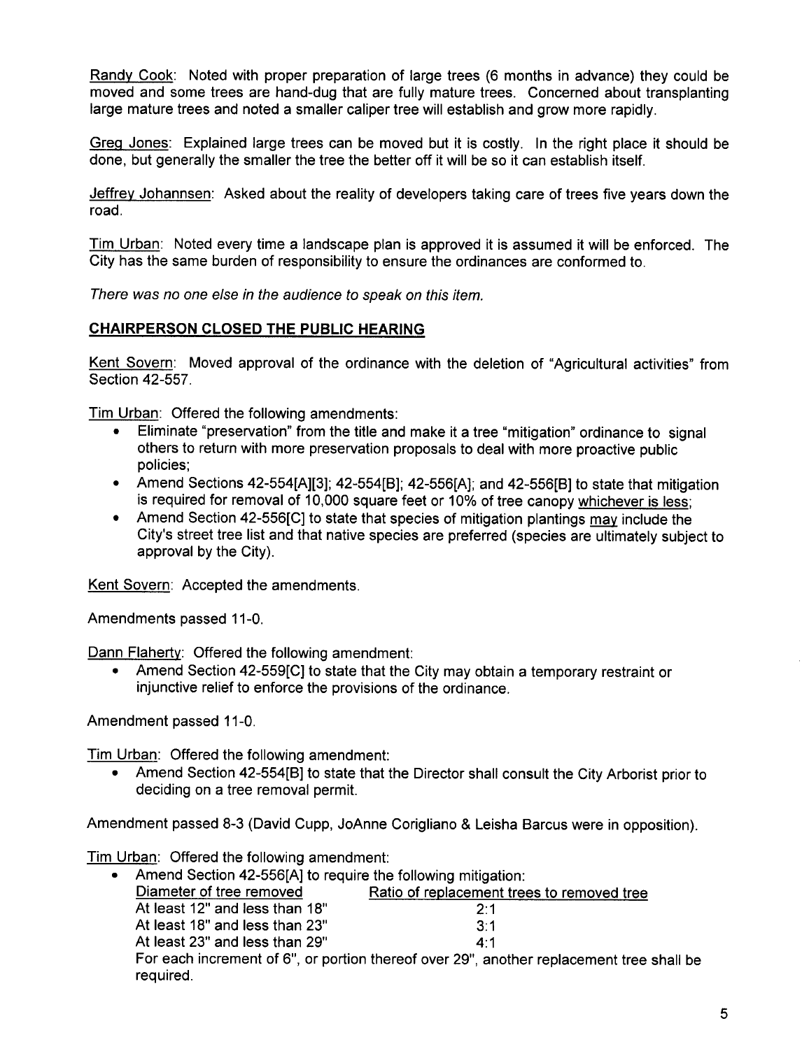Randy Cook: Noted with proper preparation of large trees (6 months in advance) they could be moved and some trees are hand-dug that are fully mature trees. Concerned about transplanting large mature trees and noted a smaller caliper tree will establish and grow more rapidly.

Greg Jones: Explained large trees can be moved but it is costly. In the right place it should be done, but generally the smaller the tree the better off it will be so it can establish itself.

Jeffrey Johannsen: Asked about the reality of developers taking care of trees five years down the road.

Tim Urban: Noted every time a landscape plan is approved it is assumed it will be enforced. The City has the same burden of responsibility to ensure the ordinances are conformed to.

*There was no one else in the audience to speak on this item.*

**CHAIRPERSON CLOSED THE PUBLIC HEARING**

Kent Sovern: Moved approval of the ordinance with the deletion of "Agricultural activities" from Section 42-557.

Tim Urban: Offered the following amendments:

- Eliminate "preservation" from the title and make it a tree "mitigation" ordinance to signal others to return with more preservation proposals to deal with more proactive public policies;
- Amend Sections 42-554[A][3]; 42-554[B]; 42-556[A]; and 42-556[B] to state that mitigation is required for removal of 10,000 square feet or 10% of tree canopy whichever is less;
- Amend Section 42-556[C] to state that species of mitigation plantings may include the City's street tree list and that native species are preferred (species are ultimately subject to approval by the City).

Kent Sovern: Accepted the amendments.

Amendments passed 11-0.

Dann Flaherty: Offered the following amendment:

- Amend Section 42-559[C] to state that the City may obtain a temporary restraint or injunctive relief to enforce the provisions of the ordinance.

Amendment passed 11-0.

Tim Urban: Offered the following amendment:

- Amend Section 42-554[B] to state that the Director shall consult the City Arborist prior to deciding on a tree removal permit.

Amendment passed 8-3 (David Cupp, JoAnne Corigliano & Leisha Barcus were in opposition).

Tim Urban: Offered the following amendment:

- Amend Section 42-556[A] to require the following mitigation:

| Diameter of tree removed | Ratio of replacement trees to removed tree |
|---|---|
| At least 12" and less than 18" | 2:1 |
| At least 18" and less than 23" | 3:1 |
| At least 23" and less than 29" | 4:1 |

For each increment of 6", or portion thereof over 29", another replacement tree shall be required.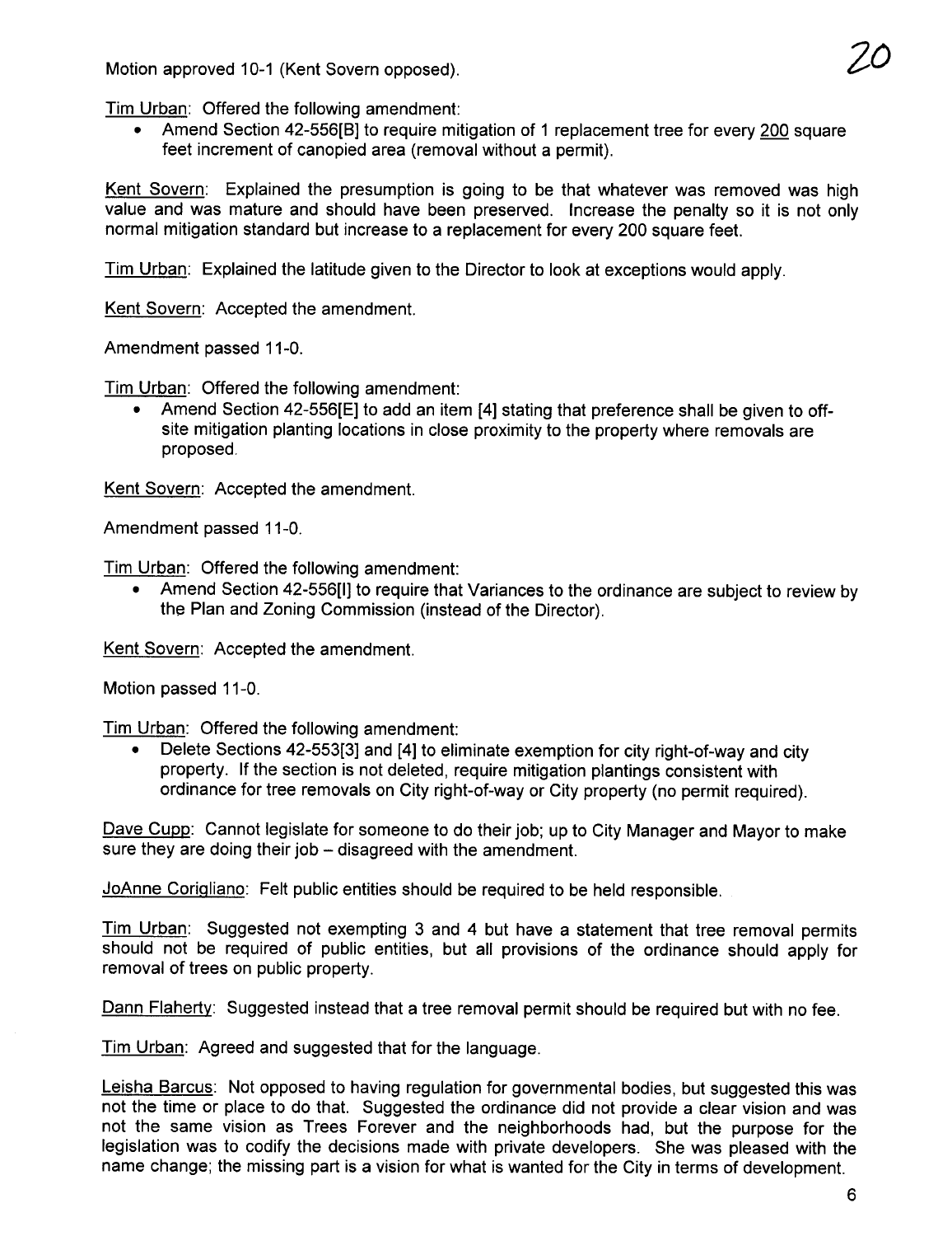Motion approved 10-1 (Kent Sovern opposed).

Tim Urban: Offered the following amendment:

- Amend Section 42-556[B] to require mitigation of 1 replacement tree for every 200 square feet increment of canopied area (removal without a permit).

Kent Sovern: Explained the presumption is going to be that whatever was removed was high value and was mature and should have been preserved. Increase the penalty so it is not only normal mitigation standard but increase to a replacement for every 200 square feet.

Tim Urban: Explained the latitude given to the Director to look at exceptions would apply.

Kent Sovern: Accepted the amendment.

Amendment passed 11-0.

Tim Urban: Offered the following amendment:

- Amend Section 42-556[E] to add an item [4] stating that preference shall be given to off-site mitigation planting locations in close proximity to the property where removals are proposed.

Kent Sovern: Accepted the amendment.

Amendment passed 11-0.

Tim Urban: Offered the following amendment:

- Amend Section 42-556[I] to require that Variances to the ordinance are subject to review by the Plan and Zoning Commission (instead of the Director).

Kent Sovern: Accepted the amendment.

Motion passed 11-0.

Tim Urban: Offered the following amendment:

- Delete Sections 42-553[3] and [4] to eliminate exemption for city right-of-way and city property. If the section is not deleted, require mitigation plantings consistent with ordinance for tree removals on City right-of-way or City property (no permit required).

Dave Cupp: Cannot legislate for someone to do their job; up to City Manager and Mayor to make sure they are doing their job – disagreed with the amendment.

JoAnne Corigliano: Felt public entities should be required to be held responsible.

Tim Urban: Suggested not exempting 3 and 4 but have a statement that tree removal permits should not be required of public entities, but all provisions of the ordinance should apply for removal of trees on public property.

Dann Flaherty: Suggested instead that a tree removal permit should be required but with no fee.

Tim Urban: Agreed and suggested that for the language.

Leisha Barcus: Not opposed to having regulation for governmental bodies, but suggested this was not the time or place to do that. Suggested the ordinance did not provide a clear vision and was not the same vision as Trees Forever and the neighborhoods had, but the purpose for the legislation was to codify the decisions made with private developers. She was pleased with the name change; the missing part is a vision for what is wanted for the City in terms of development.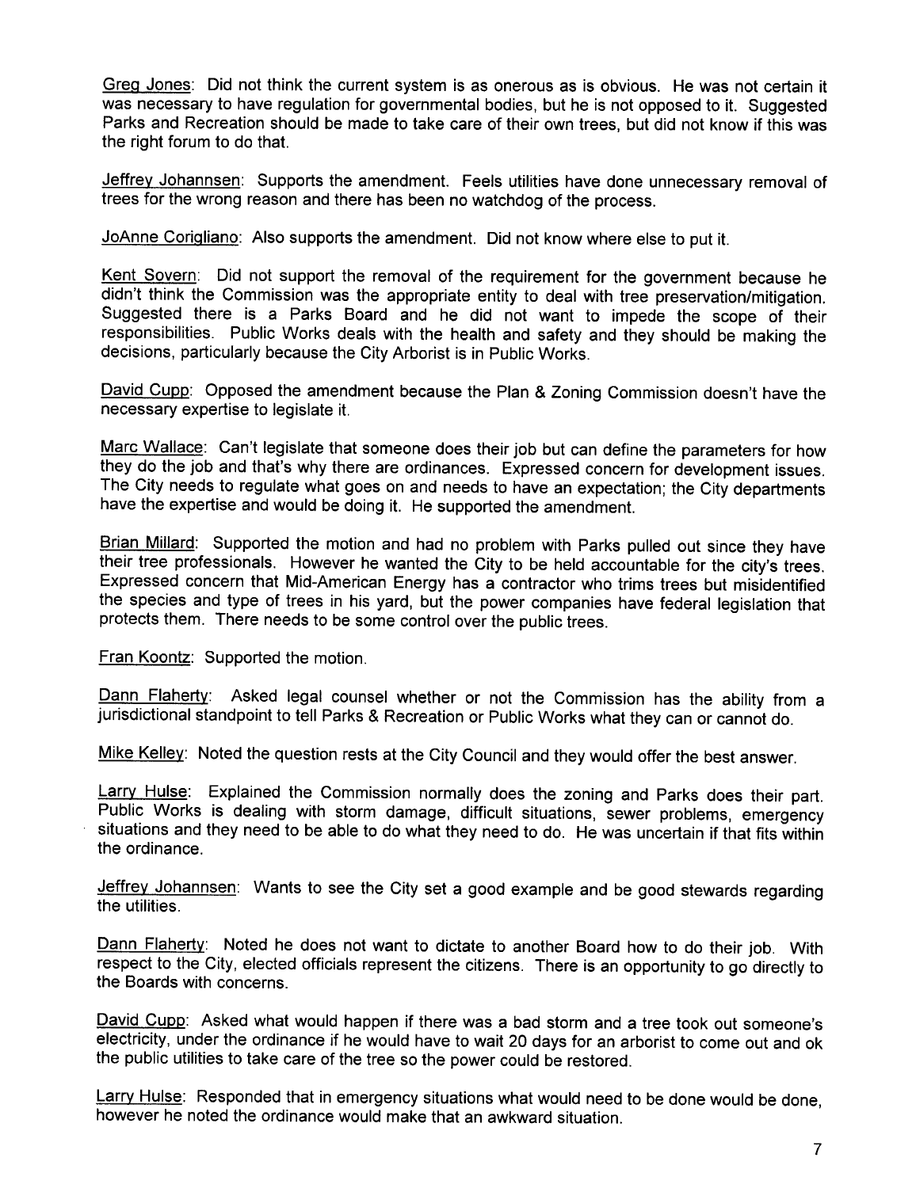Greg Jones: Did not think the current system is as onerous as is obvious. He was not certain it was necessary to have regulation for governmental bodies, but he is not opposed to it. Suggested Parks and Recreation should be made to take care of their own trees, but did not know if this was the right forum to do that.

Jeffrey Johannsen: Supports the amendment. Feels utilities have done unnecessary removal of trees for the wrong reason and there has been no watchdog of the process.

JoAnne Corigliano: Also supports the amendment. Did not know where else to put it.

Kent Sovern: Did not support the removal of the requirement for the government because he didn't think the Commission was the appropriate entity to deal with tree preservation/mitigation. Suggested there is a Parks Board and he did not want to impede the scope of their responsibilities. Public Works deals with the health and safety and they should be making the decisions, particularly because the City Arborist is in Public Works.

David Cupp: Opposed the amendment because the Plan & Zoning Commission doesn't have the necessary expertise to legislate it.

Marc Wallace: Can't legislate that someone does their job but can define the parameters for how they do the job and that's why there are ordinances. Expressed concern for development issues. The City needs to regulate what goes on and needs to have an expectation; the City departments have the expertise and would be doing it. He supported the amendment.

Brian Millard: Supported the motion and had no problem with Parks pulled out since they have their tree professionals. However he wanted the City to be held accountable for the city's trees. Expressed concern that Mid-American Energy has a contractor who trims trees but misidentified the species and type of trees in his yard, but the power companies have federal legislation that protects them. There needs to be some control over the public trees.

Fran Koontz: Supported the motion.

Dann Flaherty: Asked legal counsel whether or not the Commission has the ability from a jurisdictional standpoint to tell Parks & Recreation or Public Works what they can or cannot do.

Mike Kelley: Noted the question rests at the City Council and they would offer the best answer.

Larry Hulse: Explained the Commission normally does the zoning and Parks does their part. Public Works is dealing with storm damage, difficult situations, sewer problems, emergency situations and they need to be able to do what they need to do. He was uncertain if that fits within the ordinance.

Jeffrey Johannsen: Wants to see the City set a good example and be good stewards regarding the utilities.

Dann Flaherty: Noted he does not want to dictate to another Board how to do their job. With respect to the City, elected officials represent the citizens. There is an opportunity to go directly to the Boards with concerns.

David Cupp: Asked what would happen if there was a bad storm and a tree took out someone's electricity, under the ordinance if he would have to wait 20 days for an arborist to come out and ok the public utilities to take care of the tree so the power could be restored.

Larry Hulse: Responded that in emergency situations what would need to be done would be done, however he noted the ordinance would make that an awkward situation.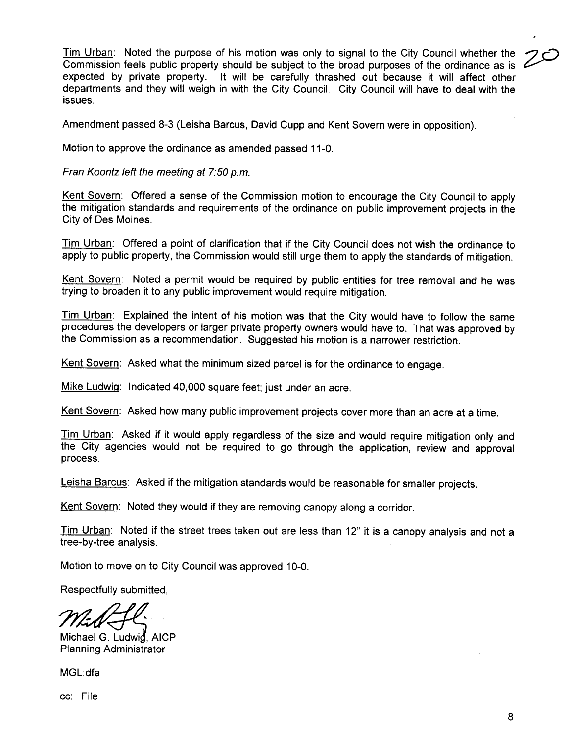Tim Urban: Noted the purpose of his motion was only to signal to the City Council whether the Commission feels public property should be subject to the broad purposes of the ordinance as is expected by private property. It will be carefully thrashed out because it will affect other departments and they will weigh in with the City Council. City Council will have to deal with the issues.

Amendment passed 8-3 (Leisha Barcus, David Cupp and Kent Sovern were in opposition).

Motion to approve the ordinance as amended passed 11-0.

*Fran Koontz left the meeting at 7:50 p.m.*

Kent Sovern: Offered a sense of the Commission motion to encourage the City Council to apply the mitigation standards and requirements of the ordinance on public improvement projects in the City of Des Moines.

Tim Urban: Offered a point of clarification that if the City Council does not wish the ordinance to apply to public property, the Commission would still urge them to apply the standards of mitigation.

Kent Sovern: Noted a permit would be required by public entities for tree removal and he was trying to broaden it to any public improvement would require mitigation.

Tim Urban: Explained the intent of his motion was that the City would have to follow the same procedures the developers or larger private property owners would have to. That was approved by the Commission as a recommendation. Suggested his motion is a narrower restriction.

Kent Sovern: Asked what the minimum sized parcel is for the ordinance to engage.

Mike Ludwig: Indicated 40,000 square feet; just under an acre.

Kent Sovern: Asked how many public improvement projects cover more than an acre at a time.

Tim Urban: Asked if it would apply regardless of the size and would require mitigation only and the City agencies would not be required to go through the application, review and approval process.

Leisha Barcus: Asked if the mitigation standards would be reasonable for smaller projects.

Kent Sovern: Noted they would if they are removing canopy along a corridor.

Tim Urban: Noted if the street trees taken out are less than 12" it is a canopy analysis and not a tree-by-tree analysis.

Motion to move on to City Council was approved 10-0.

Respectfully submitted,

Michael G. Ludwig, AICP
Planning Administrator

MGL:dfa

cc: File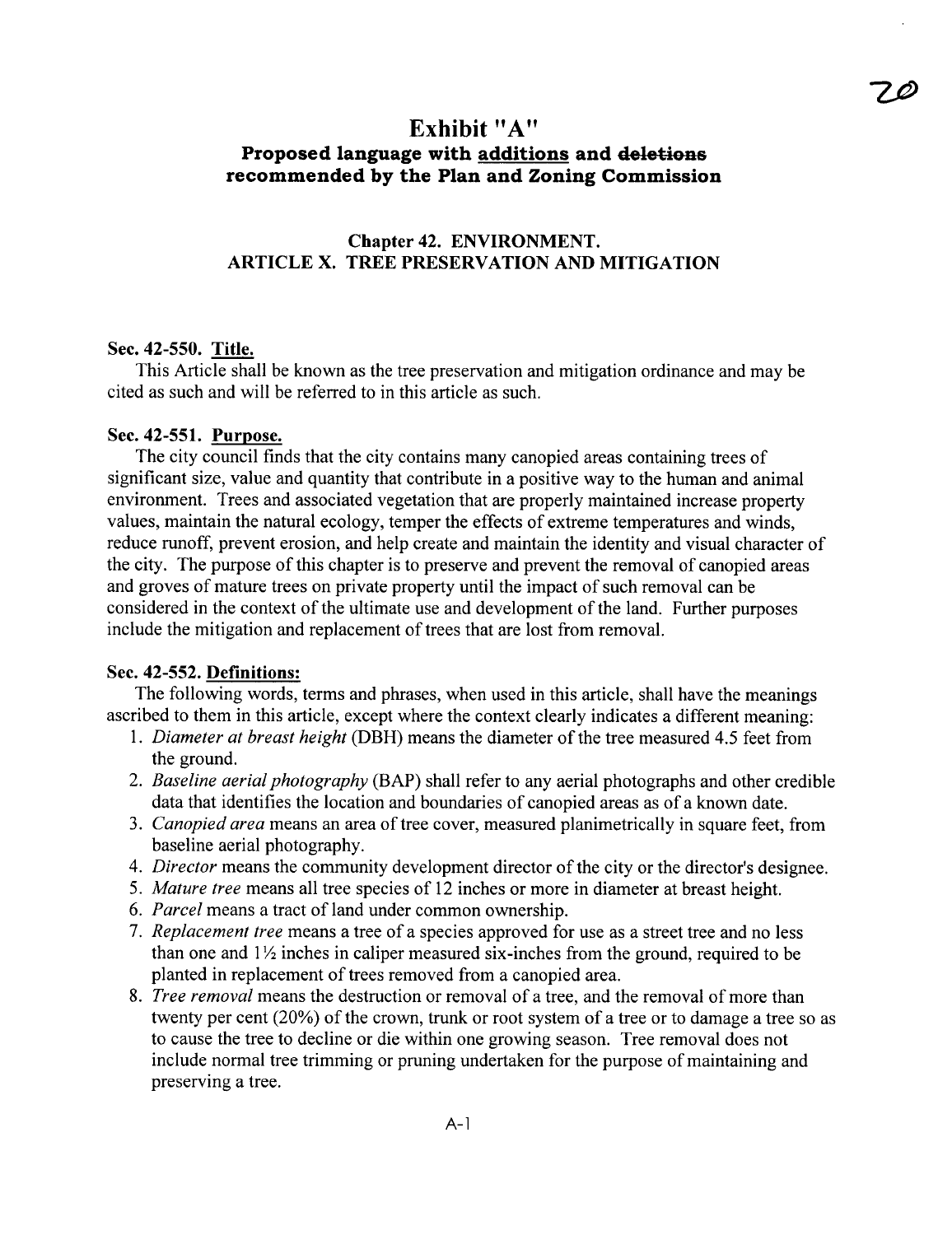# Exhibit "A"

## Proposed language with additions and ~~deletions~~ recommended by the Plan and Zoning Commission

### Chapter 42. ENVIRONMENT.
### ARTICLE X. TREE PRESERVATION AND MITIGATION

**Sec. 42-550. Title.**

This Article shall be known as the tree preservation and mitigation ordinance and may be cited as such and will be referred to in this article as such.

**Sec. 42-551. Purpose.**

The city council finds that the city contains many canopied areas containing trees of significant size, value and quantity that contribute in a positive way to the human and animal environment. Trees and associated vegetation that are properly maintained increase property values, maintain the natural ecology, temper the effects of extreme temperatures and winds, reduce runoff, prevent erosion, and help create and maintain the identity and visual character of the city. The purpose of this chapter is to preserve and prevent the removal of canopied areas and groves of mature trees on private property until the impact of such removal can be considered in the context of the ultimate use and development of the land. Further purposes include the mitigation and replacement of trees that are lost from removal.

**Sec. 42-552. Definitions:**

The following words, terms and phrases, when used in this article, shall have the meanings ascribed to them in this article, except where the context clearly indicates a different meaning:

1. *Diameter at breast height* (DBH) means the diameter of the tree measured 4.5 feet from the ground.
2. *Baseline aerial photography* (BAP) shall refer to any aerial photographs and other credible data that identifies the location and boundaries of canopied areas as of a known date.
3. *Canopied area* means an area of tree cover, measured planimetrically in square feet, from baseline aerial photography.
4. *Director* means the community development director of the city or the director's designee.
5. *Mature tree* means all tree species of 12 inches or more in diameter at breast height.
6. *Parcel* means a tract of land under common ownership.
7. *Replacement tree* means a tree of a species approved for use as a street tree and no less than one and 1½ inches in caliper measured six-inches from the ground, required to be planted in replacement of trees removed from a canopied area.
8. *Tree removal* means the destruction or removal of a tree, and the removal of more than twenty per cent (20%) of the crown, trunk or root system of a tree or to damage a tree so as to cause the tree to decline or die within one growing season. Tree removal does not include normal tree trimming or pruning undertaken for the purpose of maintaining and preserving a tree.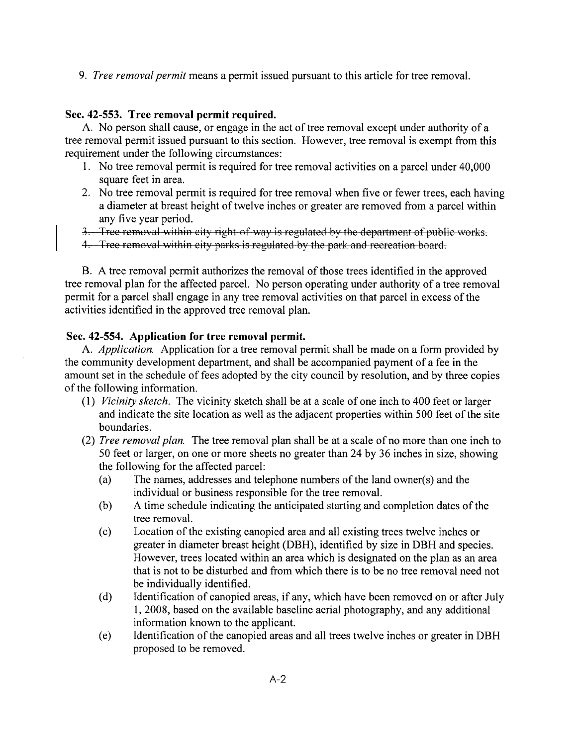9. *Tree removal permit* means a permit issued pursuant to this article for tree removal.

### Sec. 42-553. Tree removal permit required.

A. No person shall cause, or engage in the act of tree removal except under authority of a tree removal permit issued pursuant to this section. However, tree removal is exempt from this requirement under the following circumstances:

1. No tree removal permit is required for tree removal activities on a parcel under 40,000 square feet in area.
2. No tree removal permit is required for tree removal when five or fewer trees, each having a diameter at breast height of twelve inches or greater are removed from a parcel within any five year period.
3. ~~Tree removal within city right-of-way is regulated by the department of public works.~~
4. ~~Tree removal within city parks is regulated by the park and recreation board.~~

B. A tree removal permit authorizes the removal of those trees identified in the approved tree removal plan for the affected parcel. No person operating under authority of a tree removal permit for a parcel shall engage in any tree removal activities on that parcel in excess of the activities identified in the approved tree removal plan.

### Sec. 42-554. Application for tree removal permit.

A. *Application.* Application for a tree removal permit shall be made on a form provided by the community development department, and shall be accompanied payment of a fee in the amount set in the schedule of fees adopted by the city council by resolution, and by three copies of the following information.

(1) *Vicinity sketch.* The vicinity sketch shall be at a scale of one inch to 400 feet or larger and indicate the site location as well as the adjacent properties within 500 feet of the site boundaries.

(2) *Tree removal plan.* The tree removal plan shall be at a scale of no more than one inch to 50 feet or larger, on one or more sheets no greater than 24 by 36 inches in size, showing the following for the affected parcel:

(a) The names, addresses and telephone numbers of the land owner(s) and the individual or business responsible for the tree removal.

(b) A time schedule indicating the anticipated starting and completion dates of the tree removal.

(c) Location of the existing canopied area and all existing trees twelve inches or greater in diameter breast height (DBH), identified by size in DBH and species. However, trees located within an area which is designated on the plan as an area that is not to be disturbed and from which there is to be no tree removal need not be individually identified.

(d) Identification of canopied areas, if any, which have been removed on or after July 1, 2008, based on the available baseline aerial photography, and any additional information known to the applicant.

(e) Identification of the canopied areas and all trees twelve inches or greater in DBH proposed to be removed.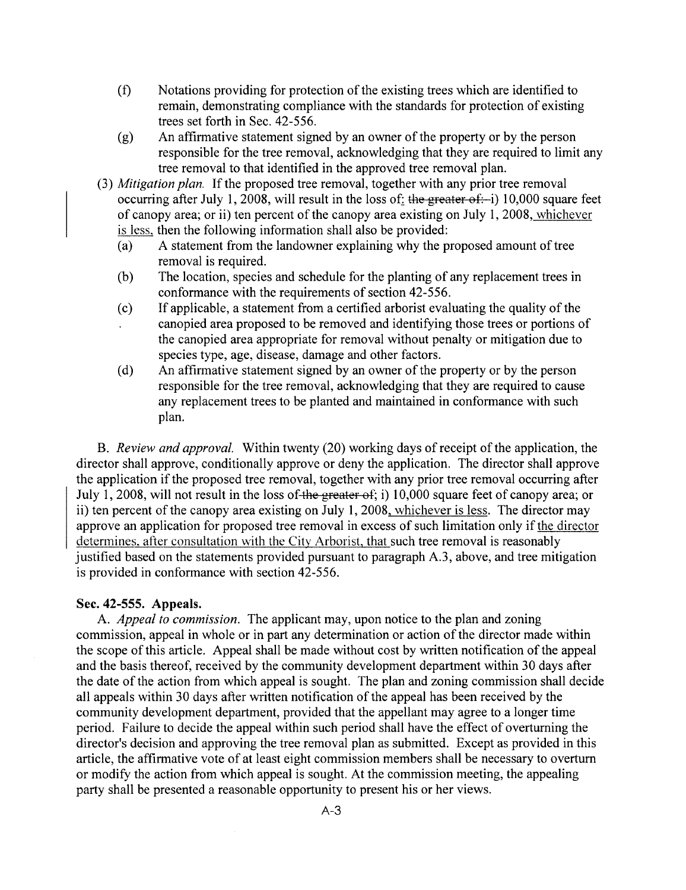- (f) Notations providing for protection of the existing trees which are identified to remain, demonstrating compliance with the standards for protection of existing trees set forth in Sec. 42-556.
- (g) An affirmative statement signed by an owner of the property or by the person responsible for the tree removal, acknowledging that they are required to limit any tree removal to that identified in the approved tree removal plan.

(3) *Mitigation plan.* If the proposed tree removal, together with any prior tree removal occurring after July 1, 2008, will result in the loss of: ~~the greater of:~~ i) 10,000 square feet of canopy area; or ii) ten percent of the canopy area existing on July 1, 2008, whichever is less, then the following information shall also be provided:

- (a) A statement from the landowner explaining why the proposed amount of tree removal is required.
- (b) The location, species and schedule for the planting of any replacement trees in conformance with the requirements of section 42-556.
- (c) If applicable, a statement from a certified arborist evaluating the quality of the canopied area proposed to be removed and identifying those trees or portions of the canopied area appropriate for removal without penalty or mitigation due to species type, age, disease, damage and other factors.
- (d) An affirmative statement signed by an owner of the property or by the person responsible for the tree removal, acknowledging that they are required to cause any replacement trees to be planted and maintained in conformance with such plan.

B. *Review and approval.* Within twenty (20) working days of receipt of the application, the director shall approve, conditionally approve or deny the application. The director shall approve the application if the proposed tree removal, together with any prior tree removal occurring after July 1, 2008, will not result in the loss of ~~the greater of~~; i) 10,000 square feet of canopy area; or ii) ten percent of the canopy area existing on July 1, 2008, whichever is less. The director may approve an application for proposed tree removal in excess of such limitation only if the director determines, after consultation with the City Arborist, that such tree removal is reasonably justified based on the statements provided pursuant to paragraph A.3, above, and tree mitigation is provided in conformance with section 42-556.

### Sec. 42-555. Appeals.

A. *Appeal to commission.* The applicant may, upon notice to the plan and zoning commission, appeal in whole or in part any determination or action of the director made within the scope of this article. Appeal shall be made without cost by written notification of the appeal and the basis thereof, received by the community development department within 30 days after the date of the action from which appeal is sought. The plan and zoning commission shall decide all appeals within 30 days after written notification of the appeal has been received by the community development department, provided that the appellant may agree to a longer time period. Failure to decide the appeal within such period shall have the effect of overturning the director's decision and approving the tree removal plan as submitted. Except as provided in this article, the affirmative vote of at least eight commission members shall be necessary to overturn or modify the action from which appeal is sought. At the commission meeting, the appealing party shall be presented a reasonable opportunity to present his or her views.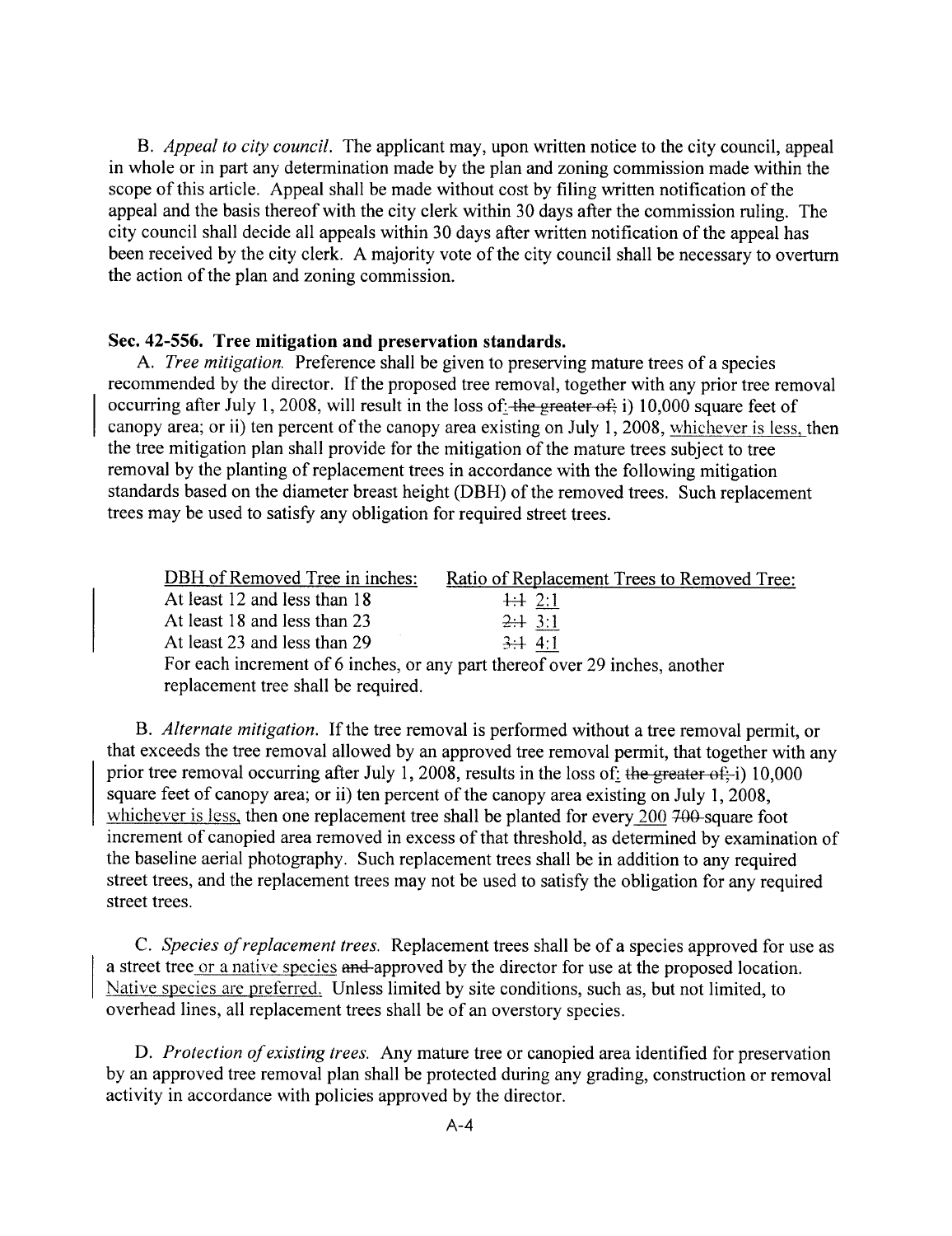B. *Appeal to city council.* The applicant may, upon written notice to the city council, appeal in whole or in part any determination made by the plan and zoning commission made within the scope of this article. Appeal shall be made without cost by filing written notification of the appeal and the basis thereof with the city clerk within 30 days after the commission ruling. The city council shall decide all appeals within 30 days after written notification of the appeal has been received by the city clerk. A majority vote of the city council shall be necessary to overturn the action of the plan and zoning commission.

### Sec. 42-556. Tree mitigation and preservation standards.

A. *Tree mitigation.* Preference shall be given to preserving mature trees of a species recommended by the director. If the proposed tree removal, together with any prior tree removal occurring after July 1, 2008, will result in the loss of: ~~the greater of;~~ i) 10,000 square feet of canopy area; or ii) ten percent of the canopy area existing on July 1, 2008, whichever is less, then the tree mitigation plan shall provide for the mitigation of the mature trees subject to tree removal by the planting of replacement trees in accordance with the following mitigation standards based on the diameter breast height (DBH) of the removed trees. Such replacement trees may be used to satisfy any obligation for required street trees.

| DBH of Removed Tree in inches: | Ratio of Replacement Trees to Removed Tree: |
|---|---|
| At least 12 and less than 18 | ~~1:1~~ 2:1 |
| At least 18 and less than 23 | ~~2:1~~ 3:1 |
| At least 23 and less than 29 | ~~3:1~~ 4:1 |

For each increment of 6 inches, or any part thereof over 29 inches, another replacement tree shall be required.

B. *Alternate mitigation.* If the tree removal is performed without a tree removal permit, or that exceeds the tree removal allowed by an approved tree removal permit, that together with any prior tree removal occurring after July 1, 2008, results in the loss of: ~~the greater of; i~~) 10,000 square feet of canopy area; or ii) ten percent of the canopy area existing on July 1, 2008, whichever is less, then one replacement tree shall be planted for every 200 ~~700~~ square foot increment of canopied area removed in excess of that threshold, as determined by examination of the baseline aerial photography. Such replacement trees shall be in addition to any required street trees, and the replacement trees may not be used to satisfy the obligation for any required street trees.

C. *Species of replacement trees.* Replacement trees shall be of a species approved for use as a street tree or a native species ~~and~~ approved by the director for use at the proposed location. Native species are preferred. Unless limited by site conditions, such as, but not limited, to overhead lines, all replacement trees shall be of an overstory species.

D. *Protection of existing trees.* Any mature tree or canopied area identified for preservation by an approved tree removal plan shall be protected during any grading, construction or removal activity in accordance with policies approved by the director.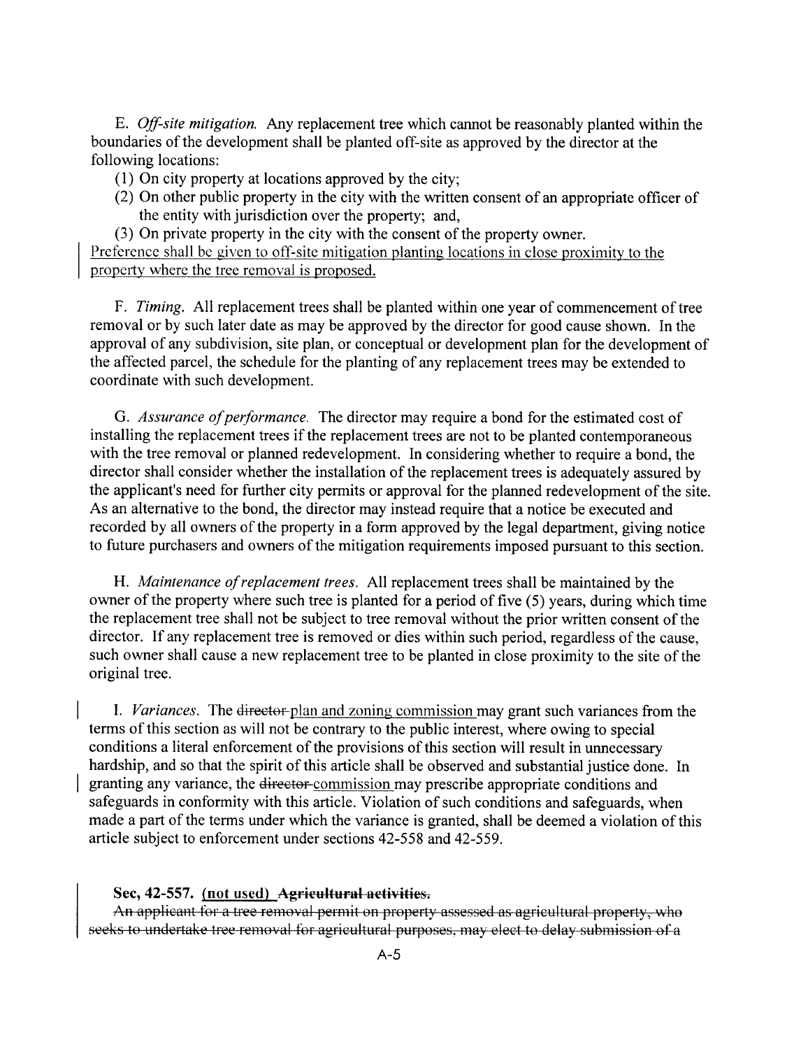E. *Off-site mitigation.* Any replacement tree which cannot be reasonably planted within the boundaries of the development shall be planted off-site as approved by the director at the following locations:

(1) On city property at locations approved by the city;

(2) On other public property in the city with the written consent of an appropriate officer of the entity with jurisdiction over the property; and,

(3) On private property in the city with the consent of the property owner.

Preference shall be given to off-site mitigation planting locations in close proximity to the property where the tree removal is proposed.

F. *Timing.* All replacement trees shall be planted within one year of commencement of tree removal or by such later date as may be approved by the director for good cause shown. In the approval of any subdivision, site plan, or conceptual or development plan for the development of the affected parcel, the schedule for the planting of any replacement trees may be extended to coordinate with such development.

G. *Assurance of performance.* The director may require a bond for the estimated cost of installing the replacement trees if the replacement trees are not to be planted contemporaneous with the tree removal or planned redevelopment. In considering whether to require a bond, the director shall consider whether the installation of the replacement trees is adequately assured by the applicant's need for further city permits or approval for the planned redevelopment of the site. As an alternative to the bond, the director may instead require that a notice be executed and recorded by all owners of the property in a form approved by the legal department, giving notice to future purchasers and owners of the mitigation requirements imposed pursuant to this section.

H. *Maintenance of replacement trees.* All replacement trees shall be maintained by the owner of the property where such tree is planted for a period of five (5) years, during which time the replacement tree shall not be subject to tree removal without the prior written consent of the director. If any replacement tree is removed or dies within such period, regardless of the cause, such owner shall cause a new replacement tree to be planted in close proximity to the site of the original tree.

I. *Variances.* The ~~director~~ plan and zoning commission may grant such variances from the terms of this section as will not be contrary to the public interest, where owing to special conditions a literal enforcement of the provisions of this section will result in unnecessary hardship, and so that the spirit of this article shall be observed and substantial justice done. In granting any variance, the ~~director~~ commission may prescribe appropriate conditions and safeguards in conformity with this article. Violation of such conditions and safeguards, when made a part of the terms under which the variance is granted, shall be deemed a violation of this article subject to enforcement under sections 42-558 and 42-559.

**Sec, 42-557. (not used) ~~Agricultural activities.~~**

~~An applicant for a tree removal permit on property assessed as agricultural property, who seeks to undertake tree removal for agricultural purposes, may elect to delay submission of a~~